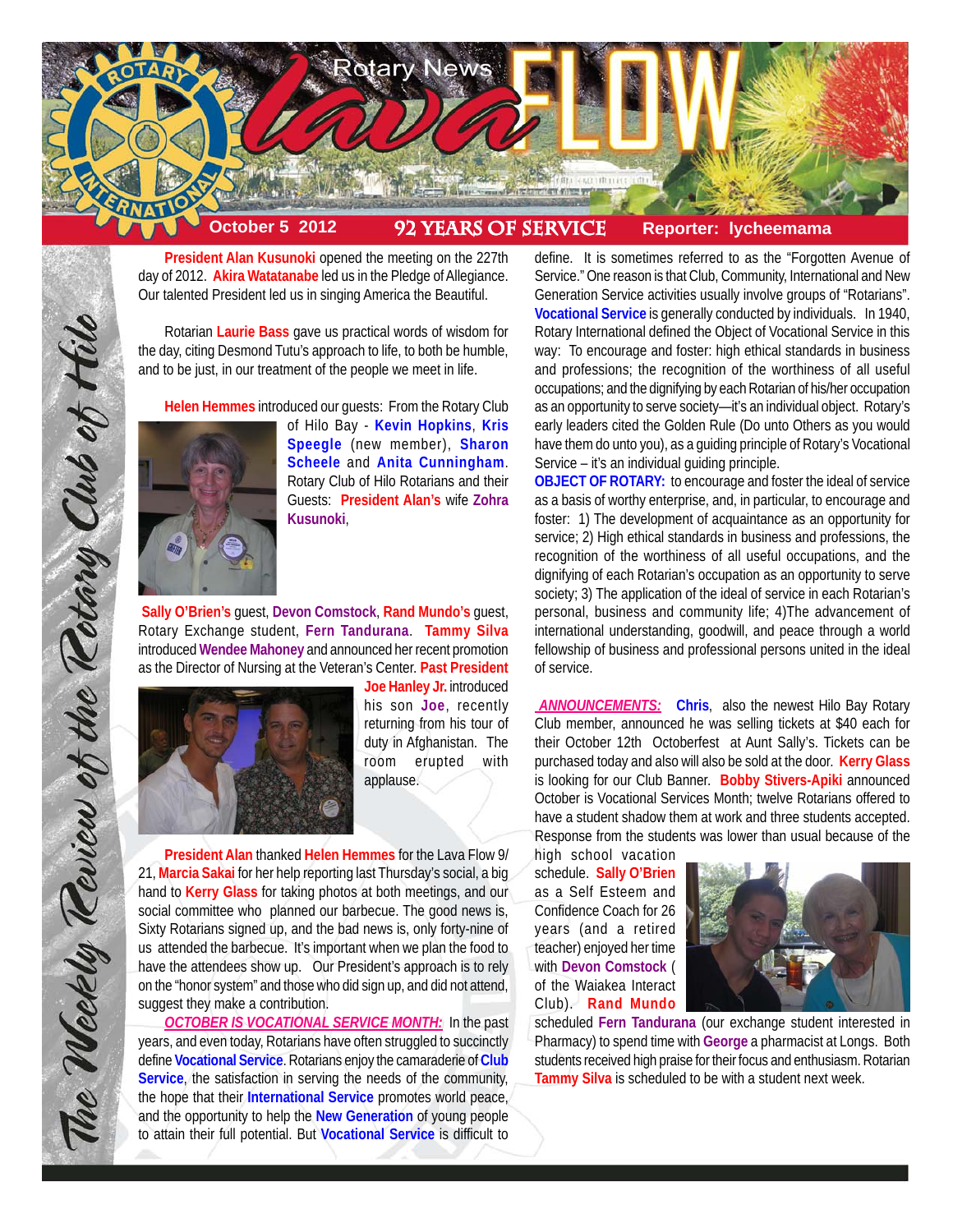# Rotary News Lava FLOW

**October 5 2012** — **92 YEARS OF SERVICE** — **Reporter: lycheemama**

*The Weekly Review of the Rotary Club of Hilo*

**President Alan Kusunoki** opened the meeting on the 227th day of 2012. **Akira Watatanabe** led us in the Pledge of Allegiance. Our talented President led us in singing America the Beautiful.

Rotarian **Laurie Bass** gave us practical words of wisdom for the day, citing Desmond Tutu's approach to life, to both be humble, and to be just, in our treatment of the people we meet in life.

**Helen Hemmes** introduced our guests: From the Rotary Club of Hilo Bay - **Kevin Hopkins**, **Kris Speegle** (new member), **Sharon Scheele** and **Anita Cunningham**. Rotary Club of Hilo Rotarians and their Guests: **President Alan's** wife **Zohra Kusunoki**, **Sally O'Brien's** guest, **Devon Comstock**, **Rand Mundo's** guest, Rotary Exchange student, **Fern Tandurana**. **Tammy Silva** introduced **Wendee Mahoney** and announced her recent promotion as the Director of Nursing at the Veteran's Center. **Past President Joe Hanley Jr.** introduced his son **Joe**, recently returning from his tour of duty in Afghanistan. The room erupted with applause.

**President Alan** thanked **Helen Hemmes** for the Lava Flow 9/21, **Marcia Sakai** for her help reporting last Thursday's social, a big hand to **Kerry Glass** for taking photos at both meetings, and our social committee who planned our barbecue. The good news is, Sixty Rotarians signed up, and the bad news is, only forty-nine of us attended the barbecue. It's important when we plan the food to have the attendees show up. Our President's approach is to rely on the "honor system" and those who did sign up, and did not attend, suggest they make a contribution.

***OCTOBER IS VOCATIONAL SERVICE MONTH:*** In the past years, and even today, Rotarians have often struggled to succinctly define **Vocational Service**. Rotarians enjoy the camaraderie of **Club Service**, the satisfaction in serving the needs of the community, the hope that their **International Service** promotes world peace, and the opportunity to help the **New Generation** of young people to attain their full potential. But **Vocational Service** is difficult to define. It is sometimes referred to as the "Forgotten Avenue of Service." One reason is that Club, Community, International and New Generation Service activities usually involve groups of "Rotarians". **Vocational Service** is generally conducted by individuals. In 1940, Rotary International defined the Object of Vocational Service in this way: To encourage and foster: high ethical standards in business and professions; the recognition of the worthiness of all useful occupations; and the dignifying by each Rotarian of his/her occupation as an opportunity to serve society—it's an individual object. Rotary's early leaders cited the Golden Rule (Do unto Others as you would have them do unto you), as a guiding principle of Rotary's Vocational Service – it's an individual guiding principle.

**OBJECT OF ROTARY:** to encourage and foster the ideal of service as a basis of worthy enterprise, and, in particular, to encourage and foster: 1) The development of acquaintance as an opportunity for service; 2) High ethical standards in business and professions, the recognition of the worthiness of all useful occupations, and the dignifying of each Rotarian's occupation as an opportunity to serve society; 3) The application of the ideal of service in each Rotarian's personal, business and community life; 4)The advancement of international understanding, goodwill, and peace through a world fellowship of business and professional persons united in the ideal of service.

***ANNOUNCEMENTS:*** **Chris**, also the newest Hilo Bay Rotary Club member, announced he was selling tickets at $40 each for their October 12th Octoberfest at Aunt Sally's. Tickets can be purchased today and also will also be sold at the door. **Kerry Glass** is looking for our Club Banner. **Bobby Stivers-Apiki** announced October is Vocational Services Month; twelve Rotarians offered to have a student shadow them at work and three students accepted. Response from the students was lower than usual because of the high school vacation schedule. **Sally O'Brien** as a Self Esteem and Confidence Coach for 26 years (and a retired teacher) enjoyed her time with **Devon Comstock** ( of the Waiakea Interact Club). **Rand Mundo** scheduled **Fern Tandurana** (our exchange student interested in Pharmacy) to spend time with **George** a pharmacist at Longs. Both students received high praise for their focus and enthusiasm. Rotarian **Tammy Silva** is scheduled to be with a student next week.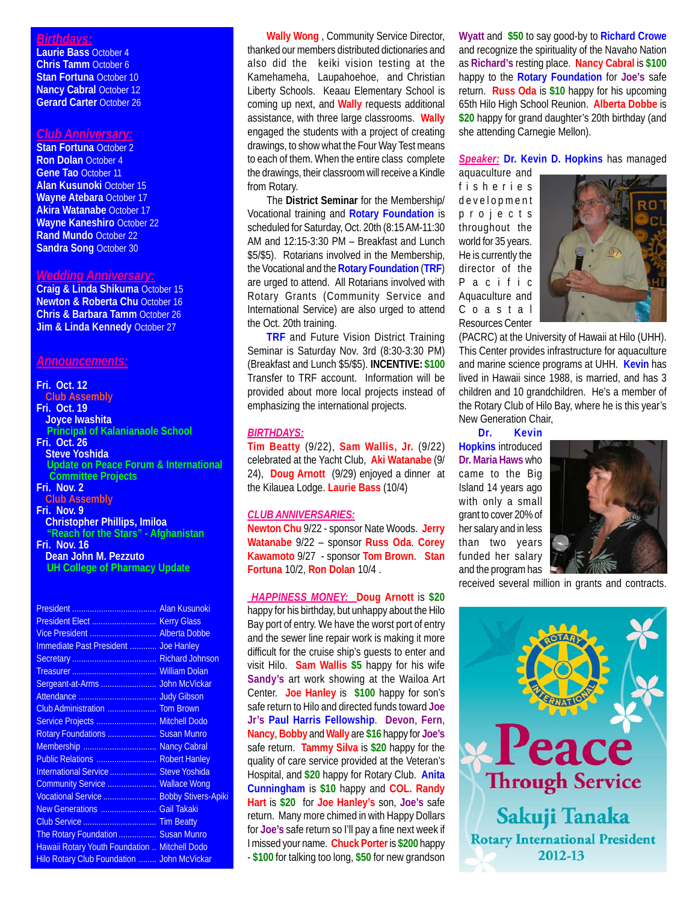## Birthdays:

**Laurie Bass** October 4
**Chris Tamm** October 6
**Stan Fortuna** October 10
**Nancy Cabral** October 12
**Gerard Carter** October 26

## Club Anniversary:

**Stan Fortuna** October 2
**Ron Dolan** October 4
**Gene Tao** October 11
**Alan Kusunoki** October 15
**Wayne Atebara** October 17
**Akira Watanabe** October 17
**Wayne Kaneshiro** October 22
**Rand Mundo** October 22
**Sandra Song** October 30

## Wedding Anniversary:

**Craig & Linda Shikuma** October 15
**Newton & Roberta Chu** October 16
**Chris & Barbara Tamm** October 26
**Jim & Linda Kennedy** October 27

## Announcements:

**Fri. Oct. 12**
Club Assembly

**Fri. Oct. 19**
**Joyce Iwashita**
Principal of Kalanianaole School

**Fri. Oct. 26**
**Steve Yoshida**
Update on Peace Forum & International Committee Projects

**Fri. Nov. 2**
Club Assembly

**Fri. Nov. 9**
**Christopher Phillips, Imiloa**
"Reach for the Stars" - Afghanistan

**Fri. Nov. 16**
**Dean John M. Pezzuto**
UH College of Pharmacy Update

| | |
|---|---|
| President | Alan Kusunoki |
| President Elect | Kerry Glass |
| Vice President | Alberta Dobbe |
| Immediate Past President | Joe Hanley |
| Secretary | Richard Johnson |
| Treasurer | William Dolan |
| Sergeant-at-Arms | John McVickar |
| Attendance | Judy Gibson |
| Club Administration | Tom Brown |
| Service Projects | Mitchell Dodo |
| Rotary Foundations | Susan Munro |
| Membership | Nancy Cabral |
| Public Relations | Robert Hanley |
| International Service | Steve Yoshida |
| Community Service | Wallace Wong |
| Vocational Service | Bobby Stivers-Apiki |
| New Generations | Gail Takaki |
| Club Service | Tim Beatty |
| The Rotary Foundation | Susan Munro |
| Hawaii Rotary Youth Foundation | Mitchell Dodo |
| Hilo Rotary Club Foundation | John McVickar |

**Wally Wong**, Community Service Director, thanked our members distributed dictionaries and also did the keiki vision testing at the Kamehameha, Laupahoehoe, and Christian Liberty Schools. Keaau Elementary School is coming up next, and **Wally** requests additional assistance, with three large classrooms. **Wally** engaged the students with a project of creating drawings, to show what the Four Way Test means to each of them. When the entire class complete the drawings, their classroom will receive a Kindle from Rotary.

The **District Seminar** for the Membership/ Vocational training and **Rotary Foundation** is scheduled for Saturday, Oct. 20th (8:15 AM-11:30 AM and 12:15-3:30 PM – Breakfast and Lunch $5/$5). Rotarians involved in the Membership, the Vocational and the **Rotary Foundation** (**TRF**) are urged to attend. All Rotarians involved with Rotary Grants (Community Service and International Service) are also urged to attend the Oct. 20th training.

**TRF** and Future Vision District Training Seminar is Saturday Nov. 3rd (8:30-3:30 PM) (Breakfast and Lunch $5/$5). **INCENTIVE: $100** Transfer to TRF account. Information will be provided about more local projects instead of emphasizing the international projects.

### BIRTHDAYS:

**Tim Beatty** (9/22), **Sam Wallis, Jr.** (9/22) celebrated at the Yacht Club, **Aki Watanabe** (9/24), **Doug Arnott** (9/29) enjoyed a dinner at the Kilauea Lodge. **Laurie Bass** (10/4)

### CLUB ANNIVERSARIES:

**Newton Chu** 9/22 - sponsor Nate Woods. **Jerry Watanabe** 9/22 – sponsor **Russ Oda**. **Corey Kawamoto** 9/27 - sponsor **Tom Brown**. **Stan Fortuna** 10/2, **Ron Dolan** 10/4 .

### HAPPINESS MONEY:

**Doug Arnott** is **$20** happy for his birthday, but unhappy about the Hilo Bay port of entry. We have the worst port of entry and the sewer line repair work is making it more difficult for the cruise ship's guests to enter and visit Hilo. **Sam Wallis** **$5** happy for his wife **Sandy's** art work showing at the Wailoa Art Center. **Joe Hanley** is **$100** happy for son's safe return to Hilo and directed funds toward **Joe Jr's Paul Harris Fellowship**. **Devon**, **Fern**, **Nancy**, **Bobby** and **Wally** are **$16** happy for **Joe's** safe return. **Tammy Silva** is **$20** happy for the quality of care service provided at the Veteran's Hospital, and **$20** happy for Rotary Club. **Anita Cunningham** is **$10** happy and **COL. Randy Hart** is **$20** for **Joe Hanley's** son, **Joe's** safe return. Many more chimed in with Happy Dollars for **Joe's** safe return so I'll pay a fine next week if I missed your name. **Chuck Porter** is **$200** happy - **$100** for talking too long, **$50** for new grandson **Wyatt** and **$50** to say good-by to **Richard Crowe** and recognize the spirituality of the Navaho Nation as **Richard's** resting place. **Nancy Cabral** is **$100** happy to the **Rotary Foundation** for **Joe's** safe return. **Russ Oda** is **$10** happy for his upcoming 65th Hilo High School Reunion. **Alberta Dobbe** is **$20** happy for grand daughter's 20th birthday (and she attending Carnegie Mellon).

**Speaker:** **Dr. Kevin D. Hopkins** has managed aquaculture and fisheries development projects throughout the world for 35 years. He is currently the director of the Pacific Aquaculture and Coastal Resources Center (PACRC) at the University of Hawaii at Hilo (UHH). This Center provides infrastructure for aquaculture and marine science programs at UHH. **Kevin** has lived in Hawaii since 1988, is married, and has 3 children and 10 grandchildren. He's a member of the Rotary Club of Hilo Bay, where he is this year's New Generation Chair,

**Dr. Kevin Hopkins** introduced **Dr. Maria Haws** who came to the Big Island 14 years ago with only a small grant to cover 20% of her salary and in less than two years funded her salary and the program has received several million in grants and contracts.

Peace Through Service
Sakuji Tanaka
Rotary International President
2012-13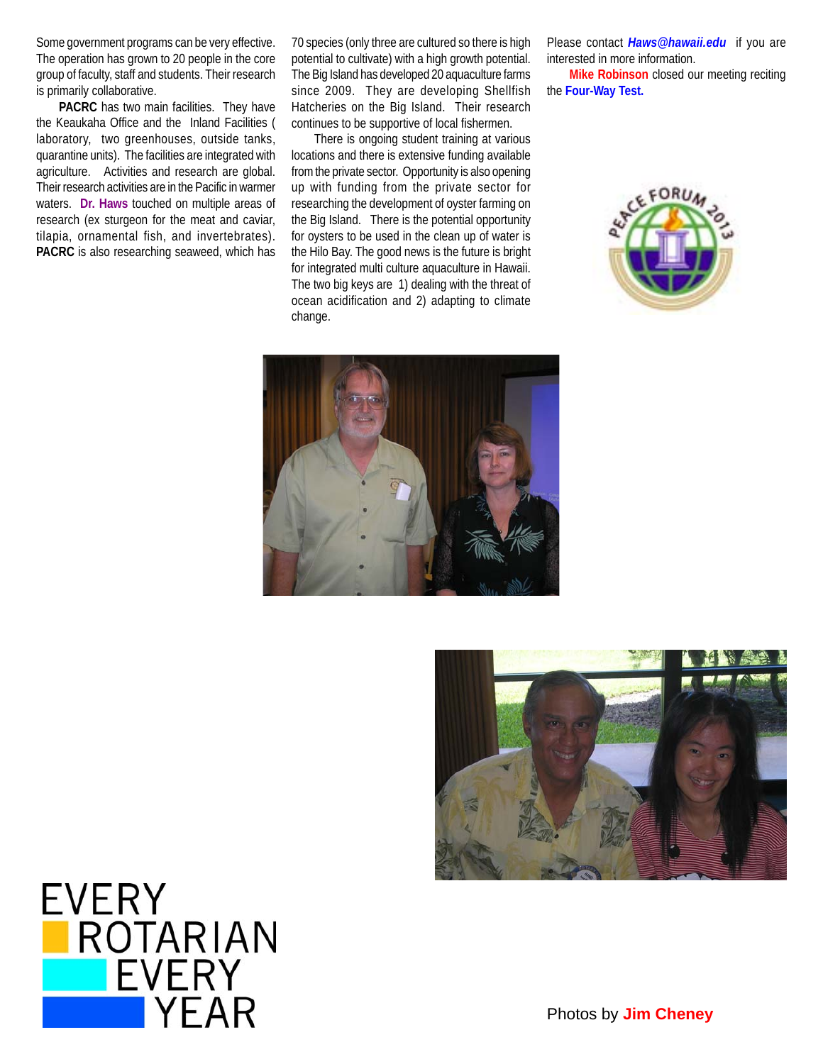Some government programs can be very effective. The operation has grown to 20 people in the core group of faculty, staff and students. Their research is primarily collaborative.

**PACRC** has two main facilities. They have the Keaukaha Office and the Inland Facilities ( laboratory, two greenhouses, outside tanks, quarantine units). The facilities are integrated with agriculture. Activities and research are global. Their research activities are in the Pacific in warmer waters. **Dr. Haws** touched on multiple areas of research (ex sturgeon for the meat and caviar, tilapia, ornamental fish, and invertebrates). **PACRC** is also researching seaweed, which has 70 species (only three are cultured so there is high potential to cultivate) with a high growth potential. The Big Island has developed 20 aquaculture farms since 2009. They are developing Shellfish Hatcheries on the Big Island. Their research continues to be supportive of local fishermen.

There is ongoing student training at various locations and there is extensive funding available from the private sector. Opportunity is also opening up with funding from the private sector for researching the development of oyster farming on the Big Island. There is the potential opportunity for oysters to be used in the clean up of water is the Hilo Bay. The good news is the future is bright for integrated multi culture aquaculture in Hawaii. The two big keys are 1) dealing with the threat of ocean acidification and 2) adapting to climate change.

Please contact ***Haws@hawaii.edu*** if you are interested in more information.

**Mike Robinson** closed our meeting reciting the **Four-Way Test.**

PEACE FORUM 2013

EVERY ROTARIAN EVERY YEAR

Photos by **Jim Cheney**